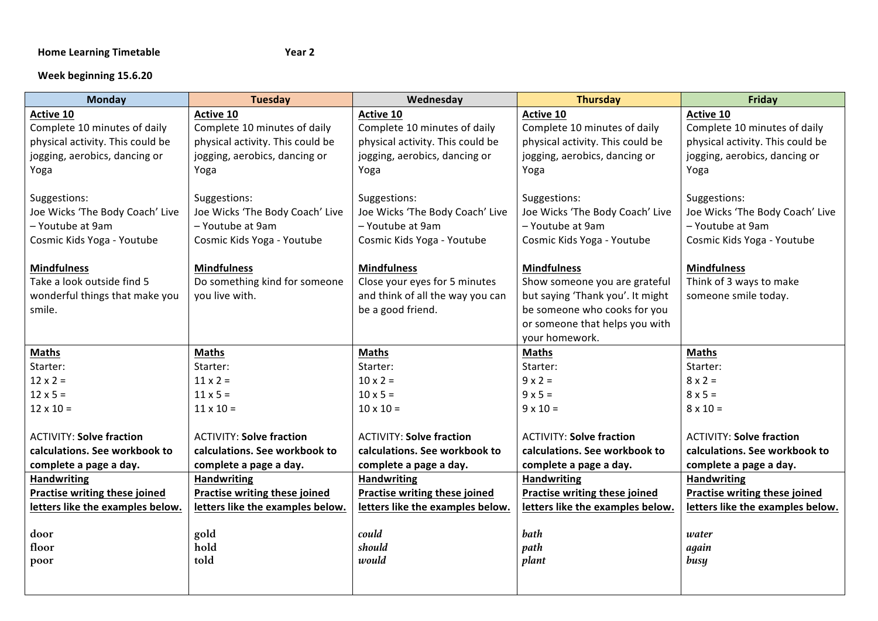**Home Learning Timetable** **Year 2**

**Week beginning 15.6.20**

| Monday | Tuesday | Wednesday | Thursday | Friday |
|---|---|---|---|---|
| **Active 10**<br>Complete 10 minutes of daily physical activity. This could be jogging, aerobics, dancing or Yoga<br><br>Suggestions:<br>Joe Wicks 'The Body Coach' Live – Youtube at 9am<br>Cosmic Kids Yoga - Youtube<br><br>**Mindfulness**<br>Take a look outside find 5 wonderful things that make you smile. | **Active 10**<br>Complete 10 minutes of daily physical activity. This could be jogging, aerobics, dancing or Yoga<br><br>Suggestions:<br>Joe Wicks 'The Body Coach' Live – Youtube at 9am<br>Cosmic Kids Yoga - Youtube<br><br>**Mindfulness**<br>Do something kind for someone you live with. | **Active 10**<br>Complete 10 minutes of daily physical activity. This could be jogging, aerobics, dancing or Yoga<br><br>Suggestions:<br>Joe Wicks 'The Body Coach' Live – Youtube at 9am<br>Cosmic Kids Yoga - Youtube<br><br>**Mindfulness**<br>Close your eyes for 5 minutes and think of all the way you can be a good friend. | **Active 10**<br>Complete 10 minutes of daily physical activity. This could be jogging, aerobics, dancing or Yoga<br><br>Suggestions:<br>Joe Wicks 'The Body Coach' Live – Youtube at 9am<br>Cosmic Kids Yoga - Youtube<br><br>**Mindfulness**<br>Show someone you are grateful but saying 'Thank you'. It might be someone who cooks for you or someone that helps you with your homework. | **Active 10**<br>Complete 10 minutes of daily physical activity. This could be jogging, aerobics, dancing or Yoga<br><br>Suggestions:<br>Joe Wicks 'The Body Coach' Live – Youtube at 9am<br>Cosmic Kids Yoga - Youtube<br><br>**Mindfulness**<br>Think of 3 ways to make someone smile today. |
| **Maths**<br>Starter:<br>12 x 2 =<br>12 x 5 =<br>12 x 10 =<br><br>ACTIVITY: **Solve fraction calculations. See workbook to complete a page a day.** | **Maths**<br>Starter:<br>11 x 2 =<br>11 x 5 =<br>11 x 10 =<br><br>ACTIVITY: **Solve fraction calculations. See workbook to complete a page a day.** | **Maths**<br>Starter:<br>10 x 2 =<br>10 x 5 =<br>10 x 10 =<br><br>ACTIVITY: **Solve fraction calculations. See workbook to complete a page a day.** | **Maths**<br>Starter:<br>9 x 2 =<br>9 x 5 =<br>9 x 10 =<br><br>ACTIVITY: **Solve fraction calculations. See workbook to complete a page a day.** | **Maths**<br>Starter:<br>8 x 2 =<br>8 x 5 =<br>8 x 10 =<br><br>ACTIVITY: **Solve fraction calculations. See workbook to complete a page a day.** |
| **Handwriting**<br>**Practise writing these joined letters like the examples below.**<br><br>**door**<br>**floor**<br>**poor** | **Handwriting**<br>**Practise writing these joined letters like the examples below.**<br><br>**gold**<br>**hold**<br>**told** | **Handwriting**<br>**Practise writing these joined letters like the examples below.**<br><br>***could***<br>***should***<br>***would*** | **Handwriting**<br>**Practise writing these joined letters like the examples below.**<br><br>***bath***<br>***path***<br>***plant*** | **Handwriting**<br>**Practise writing these joined letters like the examples below.**<br><br>***water***<br>***again***<br>***busy*** |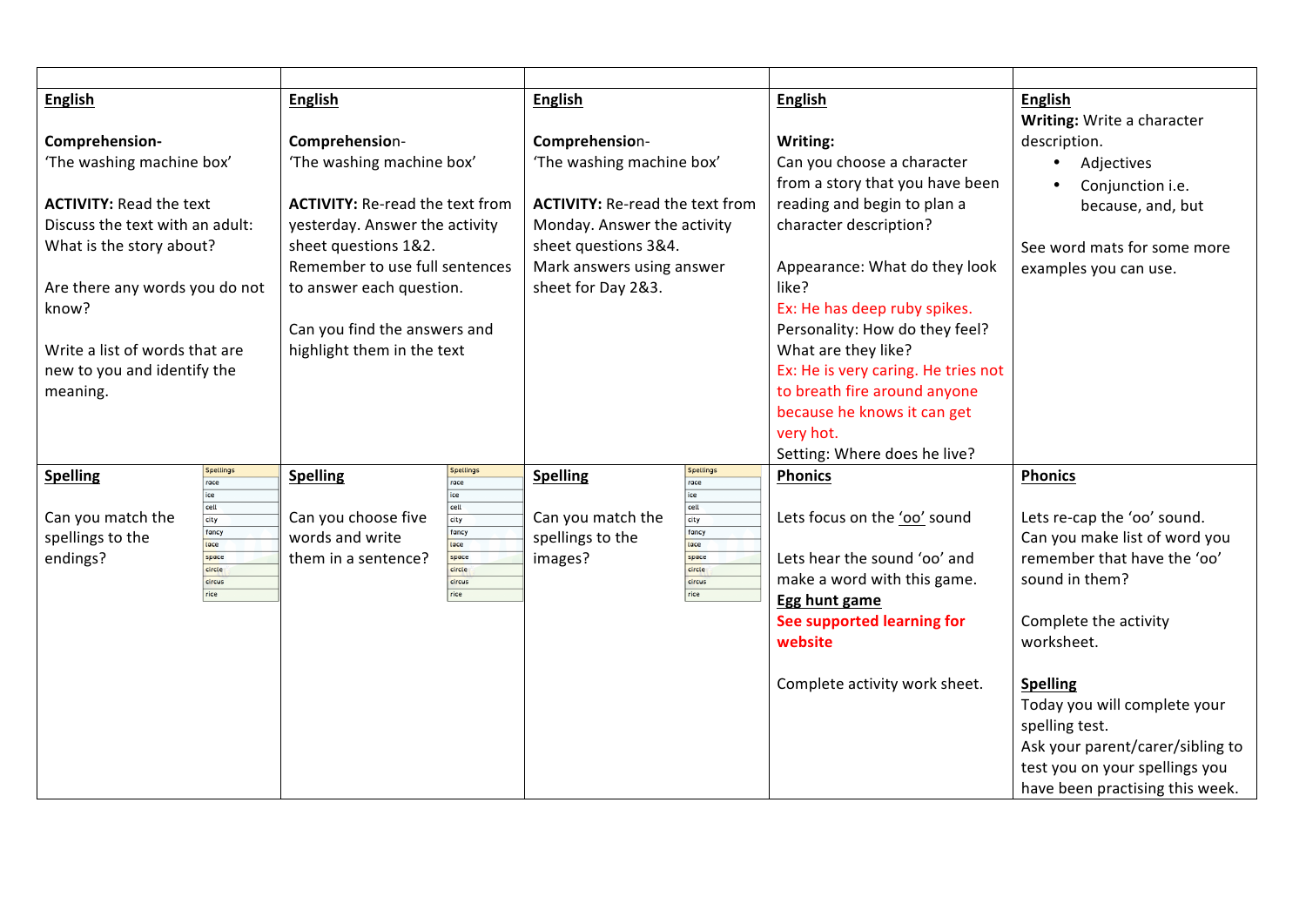| | | | | |
|---|---|---|---|---|
| **English**<br><br>**Comprehension-**<br>'The washing machine box'<br><br>**ACTIVITY:** Read the text<br>Discuss the text with an adult:<br>What is the story about?<br><br>Are there any words you do not know?<br><br>Write a list of words that are new to you and identify the meaning. | **English**<br><br>**Comprehension**-<br>'The washing machine box'<br><br>**ACTIVITY:** Re-read the text from yesterday. Answer the activity sheet questions 1&2.<br>Remember to use full sentences to answer each question.<br><br>Can you find the answers and highlight them in the text | **English**<br><br>**Comprehension**-<br>'The washing machine box'<br><br>**ACTIVITY:** Re-read the text from Monday. Answer the activity sheet questions 3&4.<br>Mark answers using answer sheet for Day 2&3. | **English**<br><br>**Writing:**<br>Can you choose a character from a story that you have been reading and begin to plan a character description?<br><br>Appearance: What do they look like?<br>Ex: He has deep ruby spikes.<br>Personality: How do they feel? What are they like?<br>Ex: He is very caring. He tries not to breath fire around anyone because he knows it can get very hot.<br>Setting: Where does he live? | **English**<br>**Writing:** Write a character description.<br>• Adjectives<br>• Conjunction i.e. because, and, but<br><br>See word mats for some more examples you can use. |
| **Spelling**<br><br>Can you match the spellings to the endings?<br><br>Spellings: race, ice, cell, city, fancy, lace, space, circle, circus, rice | **Spelling**<br><br>Can you choose five words and write them in a sentence?<br><br>Spellings: race, ice, cell, city, fancy, lace, space, circle, circus, rice | **Spelling**<br><br>Can you match the spellings to the images?<br><br>Spellings: race, ice, cell, city, fancy, lace, space, circle, circus, rice | **Phonics**<br><br>Lets focus on the 'oo' sound<br><br>Lets hear the sound 'oo' and make a word with this game.<br>**Egg hunt game**<br>**See supported learning for website**<br><br>Complete activity work sheet. | **Phonics**<br><br>Lets re-cap the 'oo' sound.<br>Can you make list of word you remember that have the 'oo' sound in them?<br><br>Complete the activity worksheet.<br><br>**Spelling**<br>Today you will complete your spelling test.<br>Ask your parent/carer/sibling to test you on your spellings you have been practising this week. |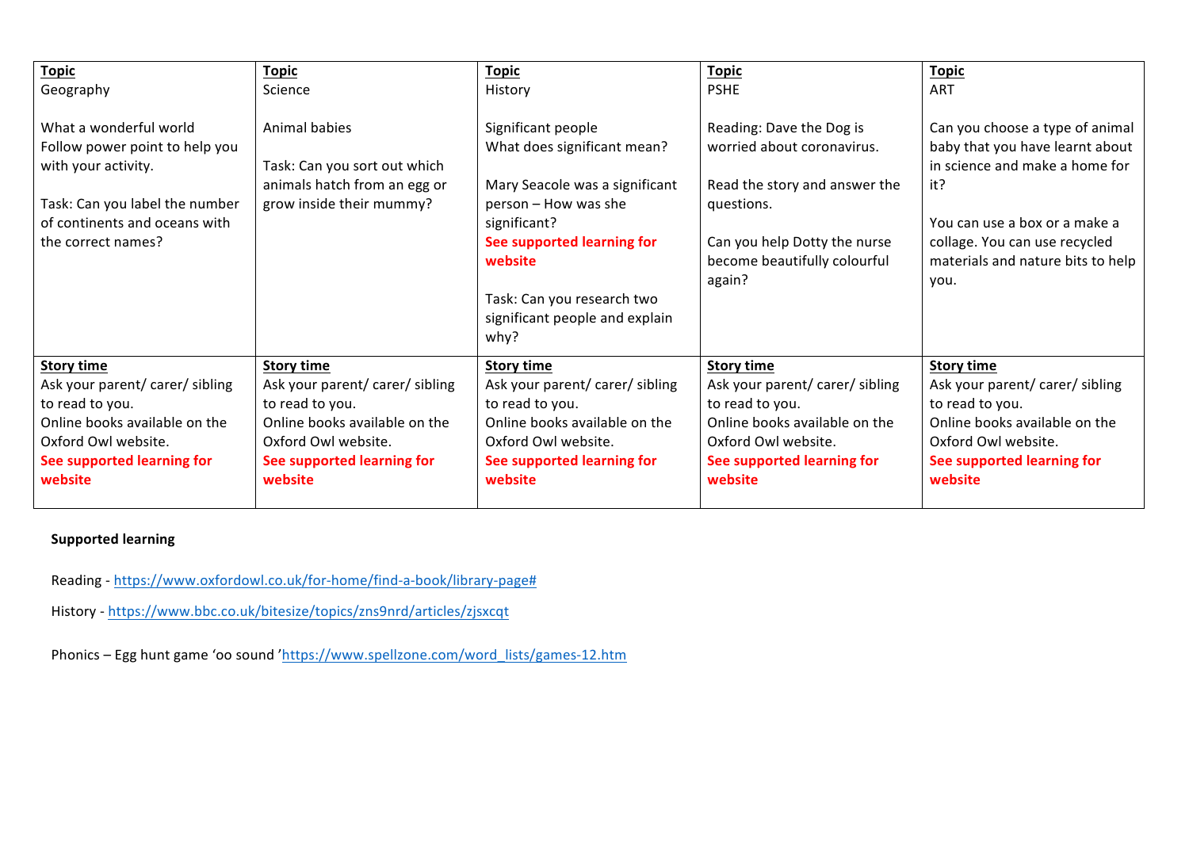| | | | | |
|---|---|---|---|---|
| **Topic**<br>Geography<br><br>What a wonderful world<br>Follow power point to help you with your activity.<br><br>Task: Can you label the number of continents and oceans with the correct names? | **Topic**<br>Science<br><br>Animal babies<br><br>Task: Can you sort out which animals hatch from an egg or grow inside their mummy? | **Topic**<br>History<br><br>Significant people<br>What does significant mean?<br><br>Mary Seacole was a significant person – How was she significant?<br>**See supported learning for website**<br><br>Task: Can you research two significant people and explain why? | **Topic**<br>PSHE<br><br>Reading: Dave the Dog is worried about coronavirus.<br><br>Read the story and answer the questions.<br><br>Can you help Dotty the nurse become beautifully colourful again? | **Topic**<br>ART<br><br>Can you choose a type of animal baby that you have learnt about in science and make a home for it?<br><br>You can use a box or a make a collage. You can use recycled materials and nature bits to help you. |
| **Story time**<br>Ask your parent/ carer/ sibling to read to you.<br>Online books available on the Oxford Owl website.<br>**See supported learning for website** | **Story time**<br>Ask your parent/ carer/ sibling to read to you.<br>Online books available on the Oxford Owl website.<br>**See supported learning for website** | **Story time**<br>Ask your parent/ carer/ sibling to read to you.<br>Online books available on the Oxford Owl website.<br>**See supported learning for website** | **Story time**<br>Ask your parent/ carer/ sibling to read to you.<br>Online books available on the Oxford Owl website.<br>**See supported learning for website** | **Story time**<br>Ask your parent/ carer/ sibling to read to you.<br>Online books available on the Oxford Owl website.<br>**See supported learning for website** |

**Supported learning**

Reading - https://www.oxfordowl.co.uk/for-home/find-a-book/library-page#

History - https://www.bbc.co.uk/bitesize/topics/zns9nrd/articles/zjsxcqt

Phonics – Egg hunt game 'oo sound 'https://www.spellzone.com/word_lists/games-12.htm